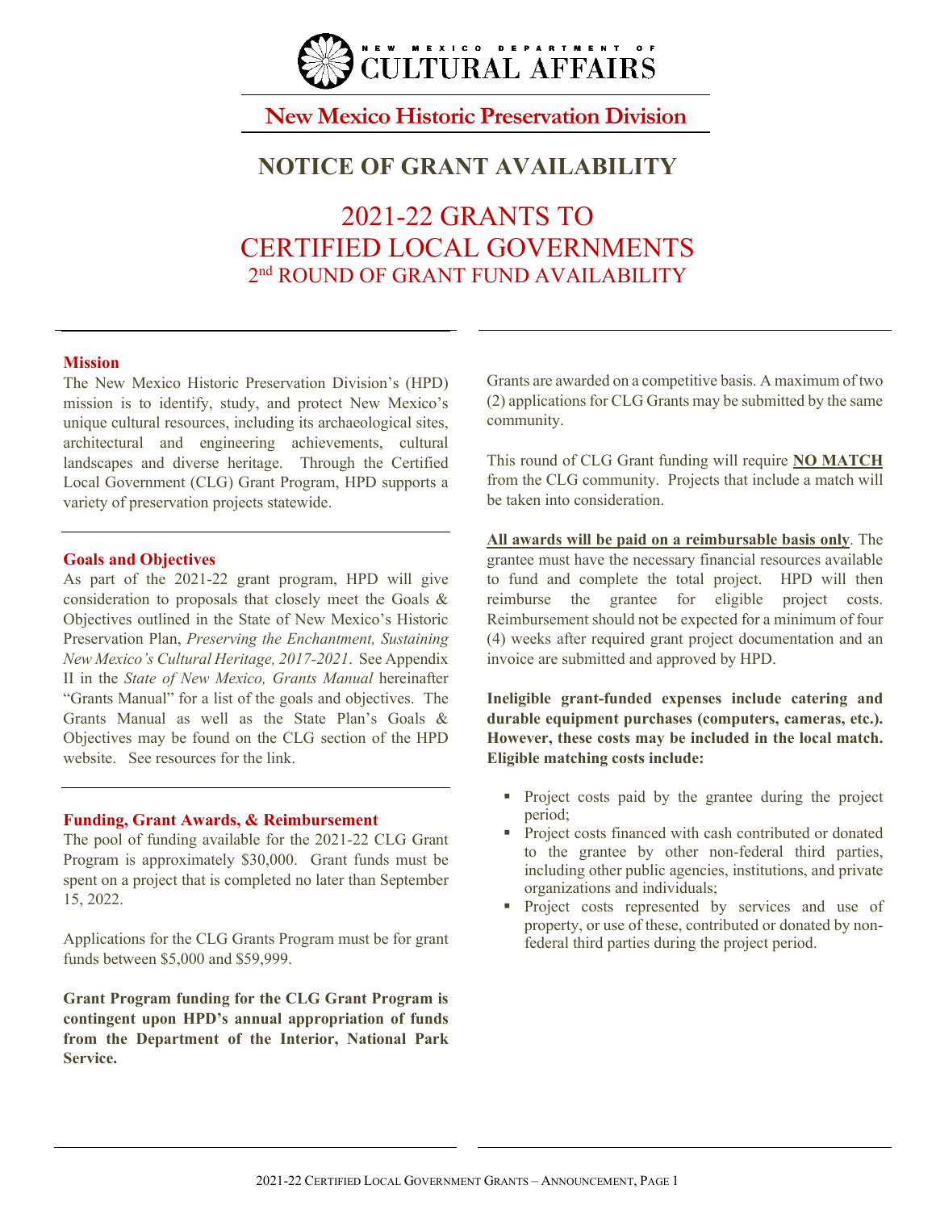NEW MEXICO DEPARTMENT OF CULTURAL AFFAIRS

New Mexico Historic Preservation Division

# NOTICE OF GRANT AVAILABILITY

# 2021-22 GRANTS TO CERTIFIED LOCAL GOVERNMENTS

## 2nd ROUND OF GRANT FUND AVAILABILITY

### Mission

The New Mexico Historic Preservation Division's (HPD) mission is to identify, study, and protect New Mexico's unique cultural resources, including its archaeological sites, architectural and engineering achievements, cultural landscapes and diverse heritage. Through the Certified Local Government (CLG) Grant Program, HPD supports a variety of preservation projects statewide.

### Goals and Objectives

As part of the 2021-22 grant program, HPD will give consideration to proposals that closely meet the Goals & Objectives outlined in the State of New Mexico's Historic Preservation Plan, *Preserving the Enchantment, Sustaining New Mexico's Cultural Heritage, 2017-2021*. See Appendix II in the *State of New Mexico, Grants Manual* hereinafter "Grants Manual" for a list of the goals and objectives. The Grants Manual as well as the State Plan's Goals & Objectives may be found on the CLG section of the HPD website. See resources for the link.

### Funding, Grant Awards, & Reimbursement

The pool of funding available for the 2021-22 CLG Grant Program is approximately $30,000. Grant funds must be spent on a project that is completed no later than September 15, 2022.

Applications for the CLG Grants Program must be for grant funds between $5,000 and $59,999.

**Grant Program funding for the CLG Grant Program is contingent upon HPD's annual appropriation of funds from the Department of the Interior, National Park Service.**

Grants are awarded on a competitive basis. A maximum of two (2) applications for CLG Grants may be submitted by the same community.

This round of CLG Grant funding will require **NO MATCH** from the CLG community. Projects that include a match will be taken into consideration.

**All awards will be paid on a reimbursable basis only**. The grantee must have the necessary financial resources available to fund and complete the total project. HPD will then reimburse the grantee for eligible project costs. Reimbursement should not be expected for a minimum of four (4) weeks after required grant project documentation and an invoice are submitted and approved by HPD.

**Ineligible grant-funded expenses include catering and durable equipment purchases (computers, cameras, etc.). However, these costs may be included in the local match. Eligible matching costs include:**

- Project costs paid by the grantee during the project period;
- Project costs financed with cash contributed or donated to the grantee by other non-federal third parties, including other public agencies, institutions, and private organizations and individuals;
- Project costs represented by services and use of property, or use of these, contributed or donated by non-federal third parties during the project period.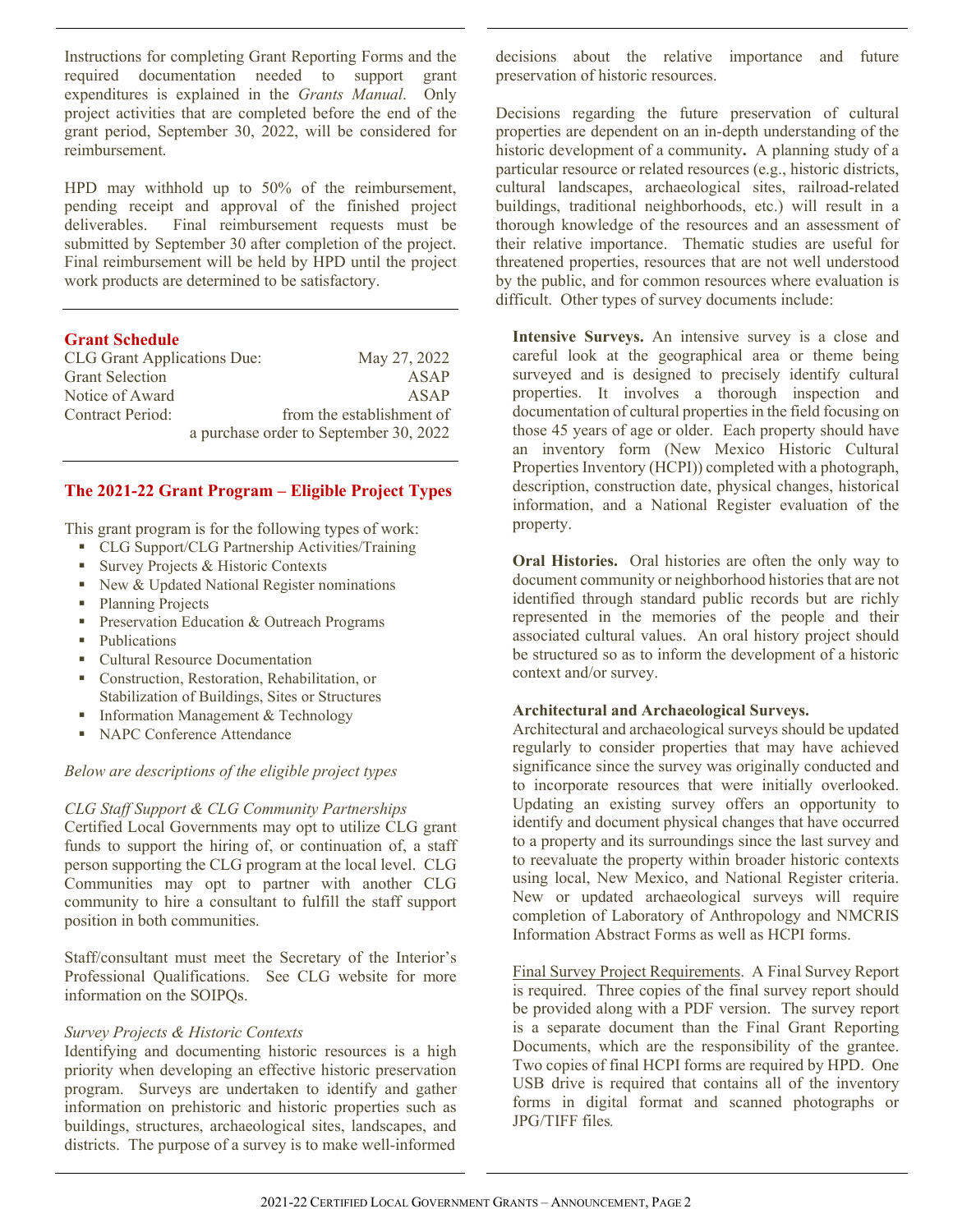Instructions for completing Grant Reporting Forms and the required documentation needed to support grant expenditures is explained in the *Grants Manual*. Only project activities that are completed before the end of the grant period, September 30, 2022, will be considered for reimbursement.

HPD may withhold up to 50% of the reimbursement, pending receipt and approval of the finished project deliverables. Final reimbursement requests must be submitted by September 30 after completion of the project. Final reimbursement will be held by HPD until the project work products are determined to be satisfactory.

## Grant Schedule

| | |
|---|---|
| CLG Grant Applications Due: | May 27, 2022 |
| Grant Selection | ASAP |
| Notice of Award | ASAP |
| Contract Period: | from the establishment of a purchase order to September 30, 2022 |

## The 2021-22 Grant Program – Eligible Project Types

This grant program is for the following types of work:

- CLG Support/CLG Partnership Activities/Training
- Survey Projects & Historic Contexts
- New & Updated National Register nominations
- Planning Projects
- Preservation Education & Outreach Programs
- Publications
- Cultural Resource Documentation
- Construction, Restoration, Rehabilitation, or Stabilization of Buildings, Sites or Structures
- Information Management & Technology
- NAPC Conference Attendance

*Below are descriptions of the eligible project types*

*CLG Staff Support & CLG Community Partnerships*

Certified Local Governments may opt to utilize CLG grant funds to support the hiring of, or continuation of, a staff person supporting the CLG program at the local level. CLG Communities may opt to partner with another CLG community to hire a consultant to fulfill the staff support position in both communities.

Staff/consultant must meet the Secretary of the Interior's Professional Qualifications. See CLG website for more information on the SOIPQs.

*Survey Projects & Historic Contexts*

Identifying and documenting historic resources is a high priority when developing an effective historic preservation program. Surveys are undertaken to identify and gather information on prehistoric and historic properties such as buildings, structures, archaeological sites, landscapes, and districts. The purpose of a survey is to make well-informed decisions about the relative importance and future preservation of historic resources.

Decisions regarding the future preservation of cultural properties are dependent on an in-depth understanding of the historic development of a community**.** A planning study of a particular resource or related resources (e.g., historic districts, cultural landscapes, archaeological sites, railroad-related buildings, traditional neighborhoods, etc.) will result in a thorough knowledge of the resources and an assessment of their relative importance. Thematic studies are useful for threatened properties, resources that are not well understood by the public, and for common resources where evaluation is difficult. Other types of survey documents include:

**Intensive Surveys.** An intensive survey is a close and careful look at the geographical area or theme being surveyed and is designed to precisely identify cultural properties. It involves a thorough inspection and documentation of cultural properties in the field focusing on those 45 years of age or older. Each property should have an inventory form (New Mexico Historic Cultural Properties Inventory (HCPI)) completed with a photograph, description, construction date, physical changes, historical information, and a National Register evaluation of the property.

**Oral Histories.** Oral histories are often the only way to document community or neighborhood histories that are not identified through standard public records but are richly represented in the memories of the people and their associated cultural values. An oral history project should be structured so as to inform the development of a historic context and/or survey.

**Architectural and Archaeological Surveys.**
Architectural and archaeological surveys should be updated regularly to consider properties that may have achieved significance since the survey was originally conducted and to incorporate resources that were initially overlooked. Updating an existing survey offers an opportunity to identify and document physical changes that have occurred to a property and its surroundings since the last survey and to reevaluate the property within broader historic contexts using local, New Mexico, and National Register criteria. New or updated archaeological surveys will require completion of Laboratory of Anthropology and NMCRIS Information Abstract Forms as well as HCPI forms.

Final Survey Project Requirements. A Final Survey Report is required. Three copies of the final survey report should be provided along with a PDF version. The survey report is a separate document than the Final Grant Reporting Documents, which are the responsibility of the grantee. Two copies of final HCPI forms are required by HPD. One USB drive is required that contains all of the inventory forms in digital format and scanned photographs or JPG/TIFF files.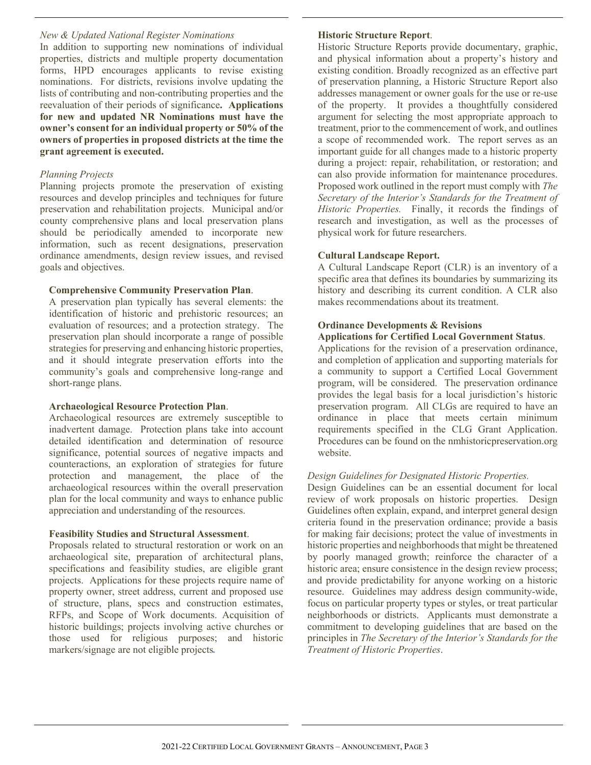*New & Updated National Register Nominations*

In addition to supporting new nominations of individual properties, districts and multiple property documentation forms, HPD encourages applicants to revise existing nominations. For districts, revisions involve updating the lists of contributing and non-contributing properties and the reevaluation of their periods of significance**. Applications for new and updated NR Nominations must have the owner's consent for an individual property or 50% of the owners of properties in proposed districts at the time the grant agreement is executed.**

*Planning Projects*

Planning projects promote the preservation of existing resources and develop principles and techniques for future preservation and rehabilitation projects. Municipal and/or county comprehensive plans and local preservation plans should be periodically amended to incorporate new information, such as recent designations, preservation ordinance amendments, design review issues, and revised goals and objectives.

**Comprehensive Community Preservation Plan**.

A preservation plan typically has several elements: the identification of historic and prehistoric resources; an evaluation of resources; and a protection strategy. The preservation plan should incorporate a range of possible strategies for preserving and enhancing historic properties, and it should integrate preservation efforts into the community's goals and comprehensive long-range and short-range plans.

**Archaeological Resource Protection Plan**.

Archaeological resources are extremely susceptible to inadvertent damage. Protection plans take into account detailed identification and determination of resource significance, potential sources of negative impacts and counteractions, an exploration of strategies for future protection and management, the place of the archaeological resources within the overall preservation plan for the local community and ways to enhance public appreciation and understanding of the resources.

**Feasibility Studies and Structural Assessment**.

Proposals related to structural restoration or work on an archaeological site, preparation of architectural plans, specifications and feasibility studies, are eligible grant projects. Applications for these projects require name of property owner, street address, current and proposed use of structure, plans, specs and construction estimates, RFPs, and Scope of Work documents. Acquisition of historic buildings; projects involving active churches or those used for religious purposes; and historic markers/signage are not eligible projects.

**Historic Structure Report**.

Historic Structure Reports provide documentary, graphic, and physical information about a property's history and existing condition. Broadly recognized as an effective part of preservation planning, a Historic Structure Report also addresses management or owner goals for the use or re-use of the property. It provides a thoughtfully considered argument for selecting the most appropriate approach to treatment, prior to the commencement of work, and outlines a scope of recommended work. The report serves as an important guide for all changes made to a historic property during a project: repair, rehabilitation, or restoration; and can also provide information for maintenance procedures. Proposed work outlined in the report must comply with *The Secretary of the Interior's Standards for the Treatment of Historic Properties.* Finally, it records the findings of research and investigation, as well as the processes of physical work for future researchers.

**Cultural Landscape Report.**

A Cultural Landscape Report (CLR) is an inventory of a specific area that defines its boundaries by summarizing its history and describing its current condition. A CLR also makes recommendations about its treatment.

**Ordinance Developments & Revisions**

**Applications for Certified Local Government Status**.

Applications for the revision of a preservation ordinance, and completion of application and supporting materials for a community to support a Certified Local Government program, will be considered. The preservation ordinance provides the legal basis for a local jurisdiction's historic preservation program. All CLGs are required to have an ordinance in place that meets certain minimum requirements specified in the CLG Grant Application. Procedures can be found on the nmhistoricpreservation.org website.

*Design Guidelines for Designated Historic Properties.*

Design Guidelines can be an essential document for local review of work proposals on historic properties. Design Guidelines often explain, expand, and interpret general design criteria found in the preservation ordinance; provide a basis for making fair decisions; protect the value of investments in historic properties and neighborhoods that might be threatened by poorly managed growth; reinforce the character of a historic area; ensure consistence in the design review process; and provide predictability for anyone working on a historic resource. Guidelines may address design community-wide, focus on particular property types or styles, or treat particular neighborhoods or districts. Applicants must demonstrate a commitment to developing guidelines that are based on the principles in *The Secretary of the Interior's Standards for the Treatment of Historic Properties*.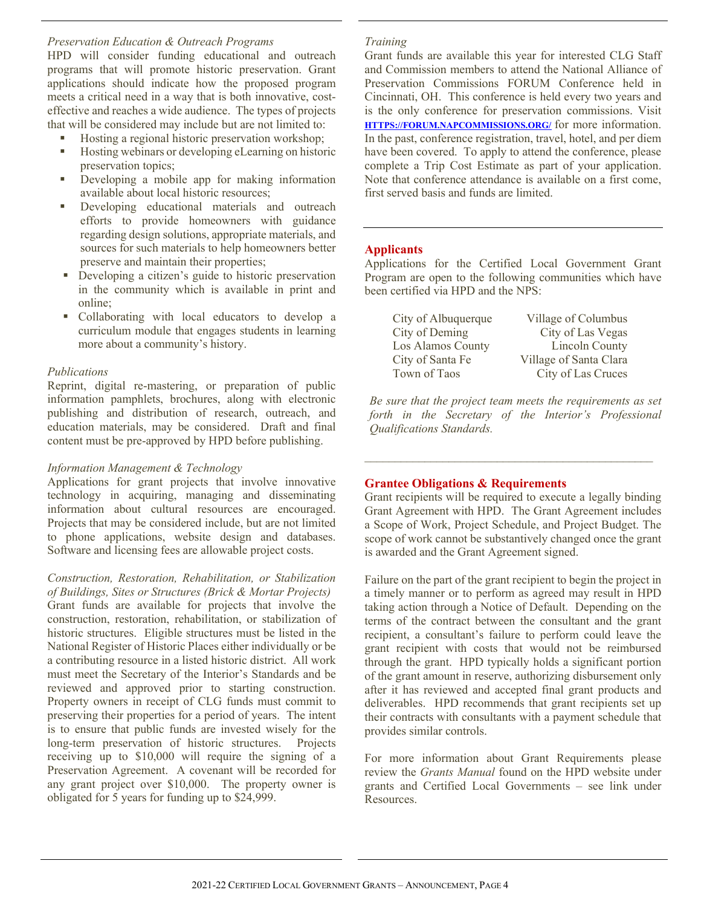*Preservation Education & Outreach Programs*
HPD will consider funding educational and outreach programs that will promote historic preservation. Grant applications should indicate how the proposed program meets a critical need in a way that is both innovative, cost-effective and reaches a wide audience. The types of projects that will be considered may include but are not limited to:

- Hosting a regional historic preservation workshop;
- Hosting webinars or developing eLearning on historic preservation topics;
- Developing a mobile app for making information available about local historic resources;
- Developing educational materials and outreach efforts to provide homeowners with guidance regarding design solutions, appropriate materials, and sources for such materials to help homeowners better preserve and maintain their properties;
- Developing a citizen's guide to historic preservation in the community which is available in print and online;
- Collaborating with local educators to develop a curriculum module that engages students in learning more about a community's history.

*Publications*
Reprint, digital re-mastering, or preparation of public information pamphlets, brochures, along with electronic publishing and distribution of research, outreach, and education materials, may be considered. Draft and final content must be pre-approved by HPD before publishing.

*Information Management & Technology*
Applications for grant projects that involve innovative technology in acquiring, managing and disseminating information about cultural resources are encouraged. Projects that may be considered include, but are not limited to phone applications, website design and databases. Software and licensing fees are allowable project costs.

*Construction, Restoration, Rehabilitation, or Stabilization of Buildings, Sites or Structures (Brick & Mortar Projects)*
Grant funds are available for projects that involve the construction, restoration, rehabilitation, or stabilization of historic structures. Eligible structures must be listed in the National Register of Historic Places either individually or be a contributing resource in a listed historic district. All work must meet the Secretary of the Interior's Standards and be reviewed and approved prior to starting construction. Property owners in receipt of CLG funds must commit to preserving their properties for a period of years. The intent is to ensure that public funds are invested wisely for the long-term preservation of historic structures. Projects receiving up to $10,000 will require the signing of a Preservation Agreement. A covenant will be recorded for any grant project over $10,000. The property owner is obligated for 5 years for funding up to $24,999.

*Training*
Grant funds are available this year for interested CLG Staff and Commission members to attend the National Alliance of Preservation Commissions FORUM Conference held in Cincinnati, OH. This conference is held every two years and is the only conference for preservation commissions. Visit HTTPS://FORUM.NAPCOMMISSIONS.ORG/ for more information. In the past, conference registration, travel, hotel, and per diem have been covered. To apply to attend the conference, please complete a Trip Cost Estimate as part of your application. Note that conference attendance is available on a first come, first served basis and funds are limited.

## Applicants

Applications for the Certified Local Government Grant Program are open to the following communities which have been certified via HPD and the NPS:

| | |
|---|---|
| City of Albuquerque | Village of Columbus |
| City of Deming | City of Las Vegas |
| Los Alamos County | Lincoln County |
| City of Santa Fe | Village of Santa Clara |
| Town of Taos | City of Las Cruces |

*Be sure that the project team meets the requirements as set forth in the Secretary of the Interior's Professional Qualifications Standards.*

## Grantee Obligations & Requirements

Grant recipients will be required to execute a legally binding Grant Agreement with HPD. The Grant Agreement includes a Scope of Work, Project Schedule, and Project Budget. The scope of work cannot be substantively changed once the grant is awarded and the Grant Agreement signed.

Failure on the part of the grant recipient to begin the project in a timely manner or to perform as agreed may result in HPD taking action through a Notice of Default. Depending on the terms of the contract between the consultant and the grant recipient, a consultant's failure to perform could leave the grant recipient with costs that would not be reimbursed through the grant. HPD typically holds a significant portion of the grant amount in reserve, authorizing disbursement only after it has reviewed and accepted final grant products and deliverables. HPD recommends that grant recipients set up their contracts with consultants with a payment schedule that provides similar controls.

For more information about Grant Requirements please review the *Grants Manual* found on the HPD website under grants and Certified Local Governments – see link under Resources.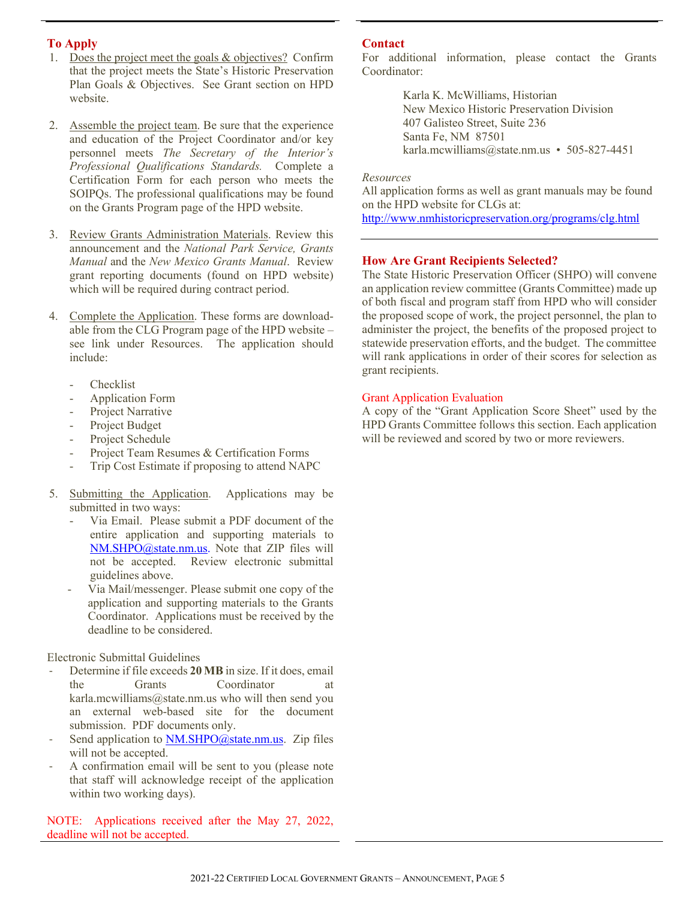## To Apply

1. Does the project meet the goals & objectives? Confirm that the project meets the State's Historic Preservation Plan Goals & Objectives. See Grant section on HPD website.

2. Assemble the project team. Be sure that the experience and education of the Project Coordinator and/or key personnel meets *The Secretary of the Interior's Professional Qualifications Standards.* Complete a Certification Form for each person who meets the SOIPQs. The professional qualifications may be found on the Grants Program page of the HPD website.

3. Review Grants Administration Materials. Review this announcement and the *National Park Service, Grants Manual* and the *New Mexico Grants Manual*. Review grant reporting documents (found on HPD website) which will be required during contract period.

4. Complete the Application. These forms are downloadable from the CLG Program page of the HPD website – see link under Resources. The application should include:

   - Checklist
   - Application Form
   - Project Narrative
   - Project Budget
   - Project Schedule
   - Project Team Resumes & Certification Forms
   - Trip Cost Estimate if proposing to attend NAPC

5. Submitting the Application. Applications may be submitted in two ways:
   - Via Email. Please submit a PDF document of the entire application and supporting materials to NM.SHPO@state.nm.us. Note that ZIP files will not be accepted. Review electronic submittal guidelines above.
   - Via Mail/messenger. Please submit one copy of the application and supporting materials to the Grants Coordinator. Applications must be received by the deadline to be considered.

Electronic Submittal Guidelines

- Determine if file exceeds **20 MB** in size. If it does, email the Grants Coordinator at karla.mcwilliams@state.nm.us who will then send you an external web-based site for the document submission. PDF documents only.
- Send application to NM.SHPO@state.nm.us. Zip files will not be accepted.
- A confirmation email will be sent to you (please note that staff will acknowledge receipt of the application within two working days).

NOTE: Applications received after the May 27, 2022, deadline will not be accepted.

## Contact

For additional information, please contact the Grants Coordinator:

Karla K. McWilliams, Historian
New Mexico Historic Preservation Division
407 Galisteo Street, Suite 236
Santa Fe, NM 87501
karla.mcwilliams@state.nm.us • 505-827-4451

*Resources*

All application forms as well as grant manuals may be found on the HPD website for CLGs at:
http://www.nmhistoricpreservation.org/programs/clg.html

## How Are Grant Recipients Selected?

The State Historic Preservation Officer (SHPO) will convene an application review committee (Grants Committee) made up of both fiscal and program staff from HPD who will consider the proposed scope of work, the project personnel, the plan to administer the project, the benefits of the proposed project to statewide preservation efforts, and the budget. The committee will rank applications in order of their scores for selection as grant recipients.

### Grant Application Evaluation

A copy of the "Grant Application Score Sheet" used by the HPD Grants Committee follows this section. Each application will be reviewed and scored by two or more reviewers.